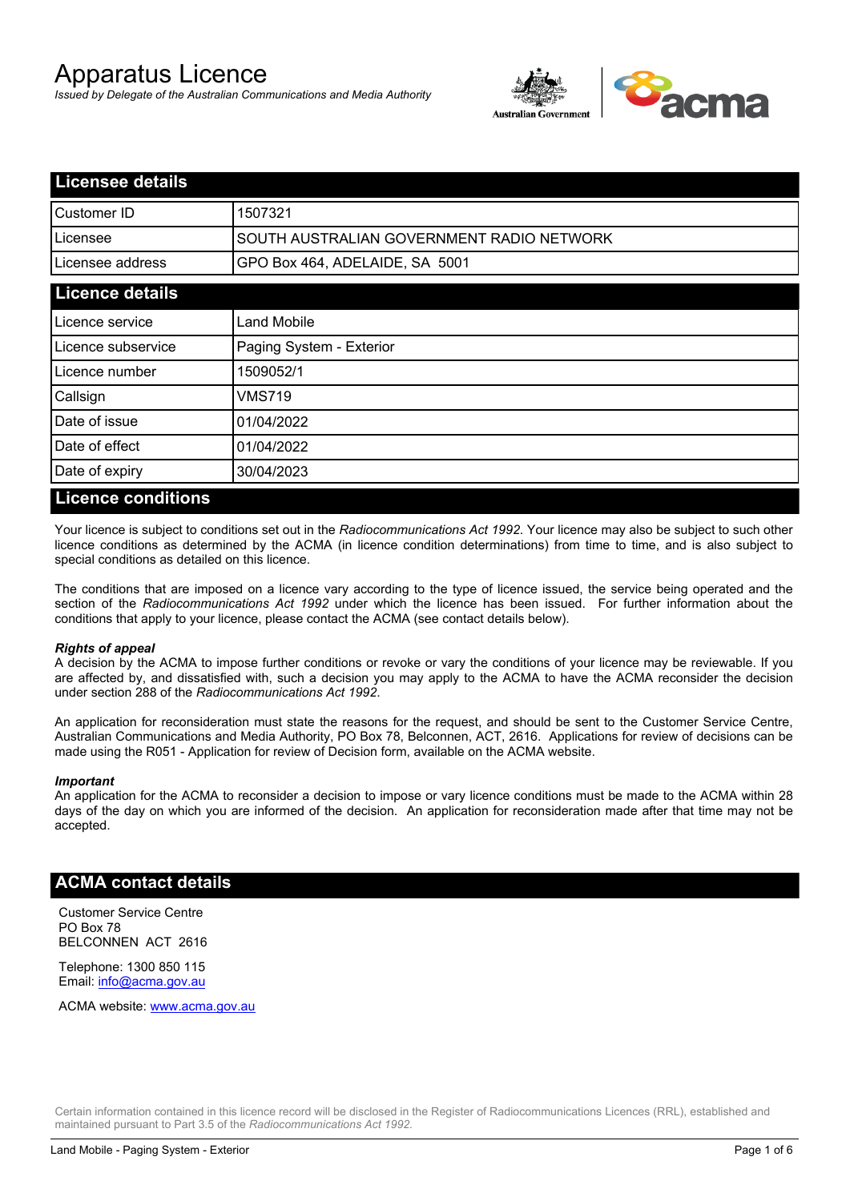# Apparatus Licence

*Issued by Delegate of the Australian Communications and Media Authority*

## Licensee details

| | |
|---|---|
| Customer ID | 1507321 |
| Licensee | SOUTH AUSTRALIAN GOVERNMENT RADIO NETWORK |
| Licensee address | GPO Box 464, ADELAIDE, SA 5001 |

## Licence details

| | |
|---|---|
| Licence service | Land Mobile |
| Licence subservice | Paging System - Exterior |
| Licence number | 1509052/1 |
| Callsign | VMS719 |
| Date of issue | 01/04/2022 |
| Date of effect | 01/04/2022 |
| Date of expiry | 30/04/2023 |

## Licence conditions

Your licence is subject to conditions set out in the *Radiocommunications Act 1992*. Your licence may also be subject to such other licence conditions as determined by the ACMA (in licence condition determinations) from time to time, and is also subject to special conditions as detailed on this licence.

The conditions that are imposed on a licence vary according to the type of licence issued, the service being operated and the section of the *Radiocommunications Act 1992* under which the licence has been issued. For further information about the conditions that apply to your licence, please contact the ACMA (see contact details below).

***Rights of appeal***

A decision by the ACMA to impose further conditions or revoke or vary the conditions of your licence may be reviewable. If you are affected by, and dissatisfied with, such a decision you may apply to the ACMA to have the ACMA reconsider the decision under section 288 of the *Radiocommunications Act 1992*.

An application for reconsideration must state the reasons for the request, and should be sent to the Customer Service Centre, Australian Communications and Media Authority, PO Box 78, Belconnen, ACT, 2616. Applications for review of decisions can be made using the R051 - Application for review of Decision form, available on the ACMA website.

***Important***

An application for the ACMA to reconsider a decision to impose or vary licence conditions must be made to the ACMA within 28 days of the day on which you are informed of the decision. An application for reconsideration made after that time may not be accepted.

## ACMA contact details

Customer Service Centre
PO Box 78
BELCONNEN ACT 2616

Telephone: 1300 850 115
Email: info@acma.gov.au

ACMA website: www.acma.gov.au

Certain information contained in this licence record will be disclosed in the Register of Radiocommunications Licences (RRL), established and maintained pursuant to Part 3.5 of the *Radiocommunications Act 1992.*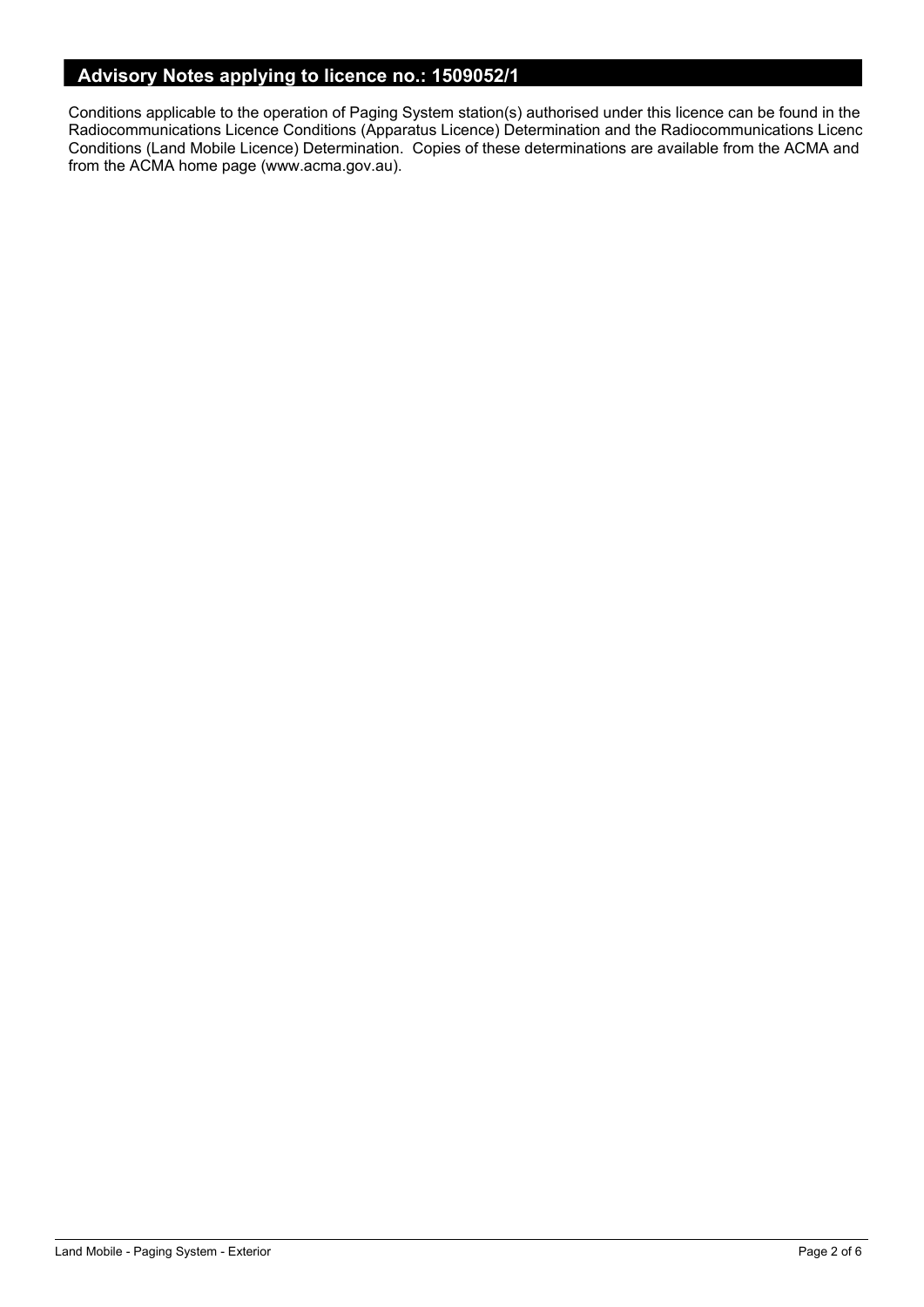## Advisory Notes applying to licence no.: 1509052/1

Conditions applicable to the operation of Paging System station(s) authorised under this licence can be found in the Radiocommunications Licence Conditions (Apparatus Licence) Determination and the Radiocommunications Licenc Conditions (Land Mobile Licence) Determination. Copies of these determinations are available from the ACMA and from the ACMA home page (www.acma.gov.au).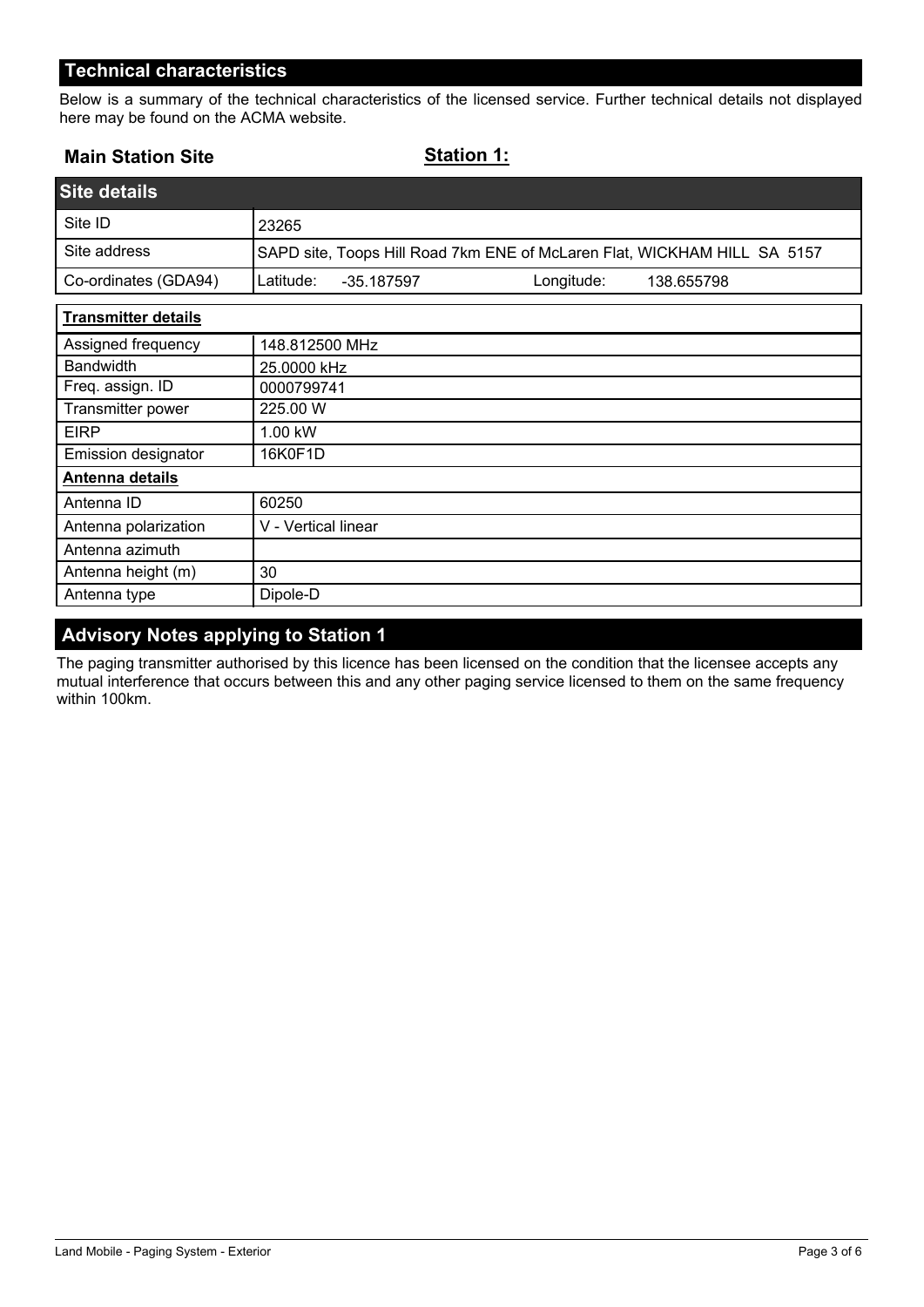## Technical characteristics

Below is a summary of the technical characteristics of the licensed service. Further technical details not displayed here may be found on the ACMA website.

**Main Station Site** **Station 1:**

| Site details | |
|---|---|
| Site ID | 23265 |
| Site address | SAPD site, Toops Hill Road 7km ENE of McLaren Flat, WICKHAM HILL SA 5157 |
| Co-ordinates (GDA94) | Latitude: -35.187597 Longitude: 138.655798 |

| Transmitter details | |
|---|---|
| Assigned frequency | 148.812500 MHz |
| Bandwidth | 25.0000 kHz |
| Freq. assign. ID | 0000799741 |
| Transmitter power | 225.00 W |
| EIRP | 1.00 kW |
| Emission designator | 16K0F1D |
| **Antenna details** | |
| Antenna ID | 60250 |
| Antenna polarization | V - Vertical linear |
| Antenna azimuth | |
| Antenna height (m) | 30 |
| Antenna type | Dipole-D |

## Advisory Notes applying to Station 1

The paging transmitter authorised by this licence has been licensed on the condition that the licensee accepts any mutual interference that occurs between this and any other paging service licensed to them on the same frequency within 100km.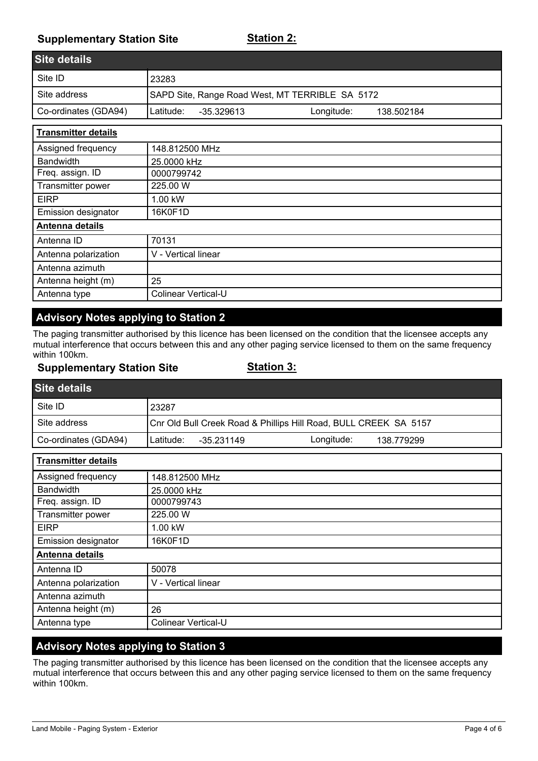## Supplementary Station Site — Station 2:

| Site details | |
|---|---|
| Site ID | 23283 |
| Site address | SAPD Site, Range Road West, MT TERRIBLE SA 5172 |
| Co-ordinates (GDA94) | Latitude: -35.329613 Longitude: 138.502184 |

| Transmitter details | |
|---|---|
| Assigned frequency | 148.812500 MHz |
| Bandwidth | 25.0000 kHz |
| Freq. assign. ID | 0000799742 |
| Transmitter power | 225.00 W |
| EIRP | 1.00 kW |
| Emission designator | 16K0F1D |
| **Antenna details** | |
| Antenna ID | 70131 |
| Antenna polarization | V - Vertical linear |
| Antenna azimuth | |
| Antenna height (m) | 25 |
| Antenna type | Colinear Vertical-U |

### Advisory Notes applying to Station 2

The paging transmitter authorised by this licence has been licensed on the condition that the licensee accepts any mutual interference that occurs between this and any other paging service licensed to them on the same frequency within 100km.

## Supplementary Station Site — Station 3:

| Site details | |
|---|---|
| Site ID | 23287 |
| Site address | Cnr Old Bull Creek Road & Phillips Hill Road, BULL CREEK SA 5157 |
| Co-ordinates (GDA94) | Latitude: -35.231149 Longitude: 138.779299 |

| Transmitter details | |
|---|---|
| Assigned frequency | 148.812500 MHz |
| Bandwidth | 25.0000 kHz |
| Freq. assign. ID | 0000799743 |
| Transmitter power | 225.00 W |
| EIRP | 1.00 kW |
| Emission designator | 16K0F1D |
| **Antenna details** | |
| Antenna ID | 50078 |
| Antenna polarization | V - Vertical linear |
| Antenna azimuth | |
| Antenna height (m) | 26 |
| Antenna type | Colinear Vertical-U |

### Advisory Notes applying to Station 3

The paging transmitter authorised by this licence has been licensed on the condition that the licensee accepts any mutual interference that occurs between this and any other paging service licensed to them on the same frequency within 100km.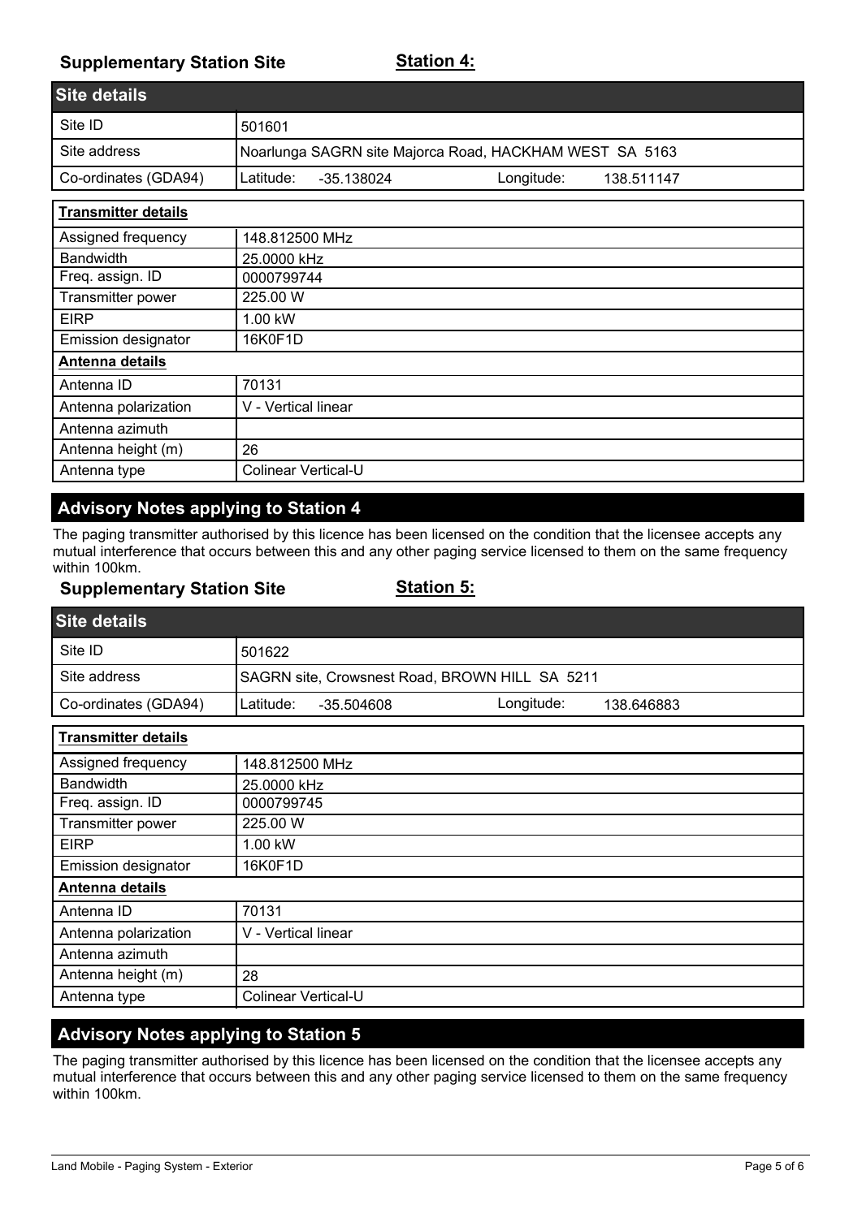**Supplementary Station Site** **Station 4:**

| Site details | |
|---|---|
| Site ID | 501601 |
| Site address | Noarlunga SAGRN site Majorca Road, HACKHAM WEST SA 5163 |
| Co-ordinates (GDA94) | Latitude: -35.138024 Longitude: 138.511147 |

| **Transmitter details** | |
|---|---|
| Assigned frequency | 148.812500 MHz |
| Bandwidth | 25.0000 kHz |
| Freq. assign. ID | 0000799744 |
| Transmitter power | 225.00 W |
| EIRP | 1.00 kW |
| Emission designator | 16K0F1D |
| **Antenna details** | |
| Antenna ID | 70131 |
| Antenna polarization | V - Vertical linear |
| Antenna azimuth | |
| Antenna height (m) | 26 |
| Antenna type | Colinear Vertical-U |

## Advisory Notes applying to Station 4

The paging transmitter authorised by this licence has been licensed on the condition that the licensee accepts any mutual interference that occurs between this and any other paging service licensed to them on the same frequency within 100km.

**Supplementary Station Site** **Station 5:**

| Site details | |
|---|---|
| Site ID | 501622 |
| Site address | SAGRN site, Crowsnest Road, BROWN HILL SA 5211 |
| Co-ordinates (GDA94) | Latitude: -35.504608 Longitude: 138.646883 |

| **Transmitter details** | |
|---|---|
| Assigned frequency | 148.812500 MHz |
| Bandwidth | 25.0000 kHz |
| Freq. assign. ID | 0000799745 |
| Transmitter power | 225.00 W |
| EIRP | 1.00 kW |
| Emission designator | 16K0F1D |
| **Antenna details** | |
| Antenna ID | 70131 |
| Antenna polarization | V - Vertical linear |
| Antenna azimuth | |
| Antenna height (m) | 28 |
| Antenna type | Colinear Vertical-U |

## Advisory Notes applying to Station 5

The paging transmitter authorised by this licence has been licensed on the condition that the licensee accepts any mutual interference that occurs between this and any other paging service licensed to them on the same frequency within 100km.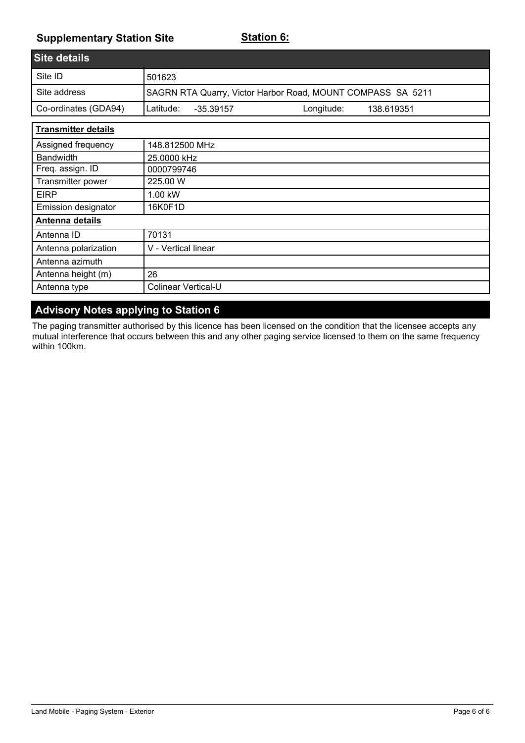**Supplementary Station Site** **Station 6:**

| Site details | |
| --- | --- |
| Site ID | 501623 |
| Site address | SAGRN RTA Quarry, Victor Harbor Road, MOUNT COMPASS SA 5211 |
| Co-ordinates (GDA94) | Latitude: -35.39157 Longitude: 138.619351 |

| Transmitter details | |
| --- | --- |
| Assigned frequency | 148.812500 MHz |
| Bandwidth | 25.0000 kHz |
| Freq. assign. ID | 0000799746 |
| Transmitter power | 225.00 W |
| EIRP | 1.00 kW |
| Emission designator | 16K0F1D |
| **Antenna details** | |
| Antenna ID | 70131 |
| Antenna polarization | V - Vertical linear |
| Antenna azimuth | |
| Antenna height (m) | 26 |
| Antenna type | Colinear Vertical-U |

## Advisory Notes applying to Station 6

The paging transmitter authorised by this licence has been licensed on the condition that the licensee accepts any mutual interference that occurs between this and any other paging service licensed to them on the same frequency within 100km.